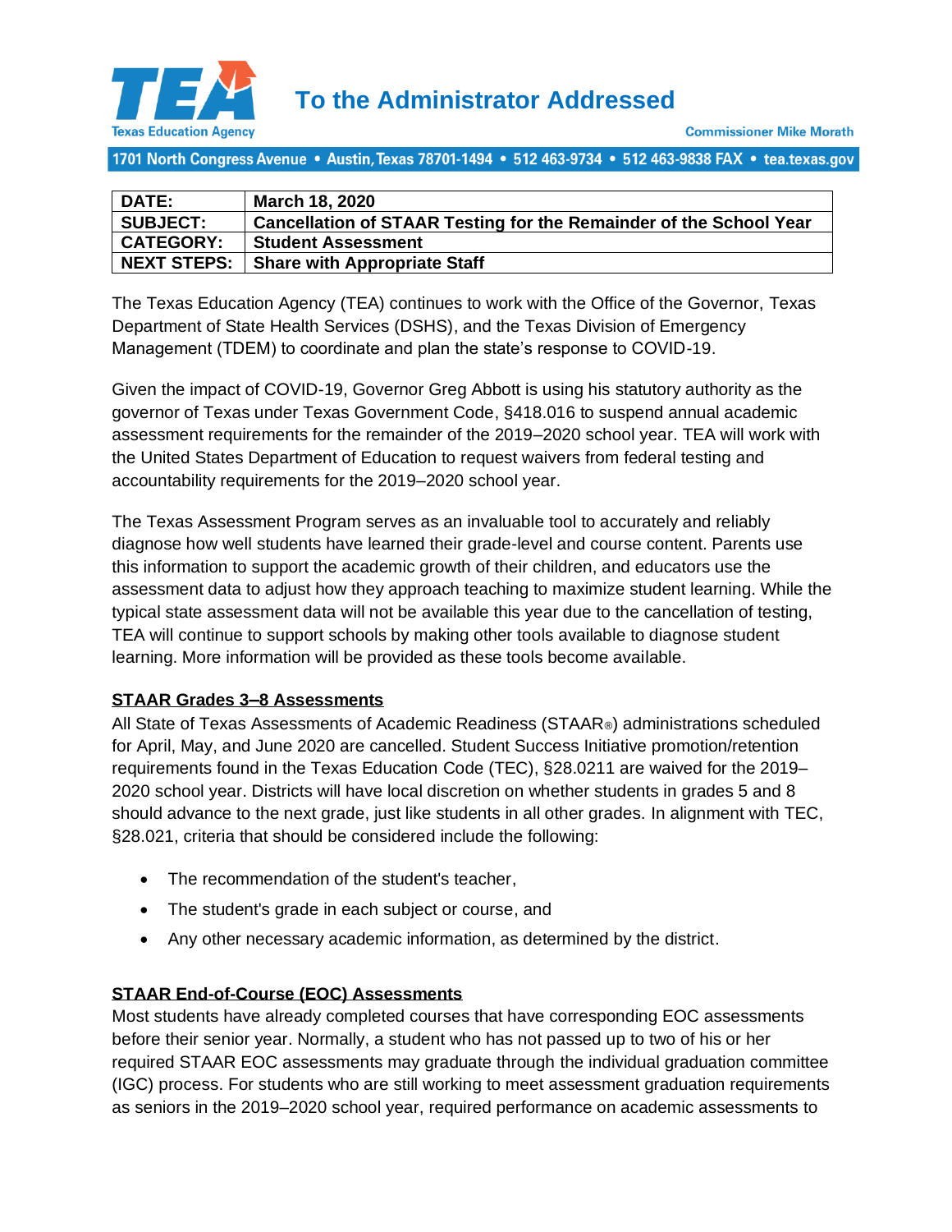# To the Administrator Addressed

Texas Education Agency

Commissioner Mike Morath

1701 North Congress Avenue • Austin, Texas 78701-1494 • 512 463-9734 • 512 463-9838 FAX • tea.texas.gov

| | |
|---|---|
| **DATE:** | **March 18, 2020** |
| **SUBJECT:** | **Cancellation of STAAR Testing for the Remainder of the School Year** |
| **CATEGORY:** | **Student Assessment** |
| **NEXT STEPS:** | **Share with Appropriate Staff** |

The Texas Education Agency (TEA) continues to work with the Office of the Governor, Texas Department of State Health Services (DSHS), and the Texas Division of Emergency Management (TDEM) to coordinate and plan the state's response to COVID-19.

Given the impact of COVID-19, Governor Greg Abbott is using his statutory authority as the governor of Texas under Texas Government Code, §418.016 to suspend annual academic assessment requirements for the remainder of the 2019–2020 school year. TEA will work with the United States Department of Education to request waivers from federal testing and accountability requirements for the 2019–2020 school year.

The Texas Assessment Program serves as an invaluable tool to accurately and reliably diagnose how well students have learned their grade-level and course content. Parents use this information to support the academic growth of their children, and educators use the assessment data to adjust how they approach teaching to maximize student learning. While the typical state assessment data will not be available this year due to the cancellation of testing, TEA will continue to support schools by making other tools available to diagnose student learning. More information will be provided as these tools become available.

**STAAR Grades 3–8 Assessments**

All State of Texas Assessments of Academic Readiness (STAAR®) administrations scheduled for April, May, and June 2020 are cancelled. Student Success Initiative promotion/retention requirements found in the Texas Education Code (TEC), §28.0211 are waived for the 2019–2020 school year. Districts will have local discretion on whether students in grades 5 and 8 should advance to the next grade, just like students in all other grades. In alignment with TEC, §28.021, criteria that should be considered include the following:

- The recommendation of the student's teacher,
- The student's grade in each subject or course, and
- Any other necessary academic information, as determined by the district.

**STAAR End-of-Course (EOC) Assessments**

Most students have already completed courses that have corresponding EOC assessments before their senior year. Normally, a student who has not passed up to two of his or her required STAAR EOC assessments may graduate through the individual graduation committee (IGC) process. For students who are still working to meet assessment graduation requirements as seniors in the 2019–2020 school year, required performance on academic assessments to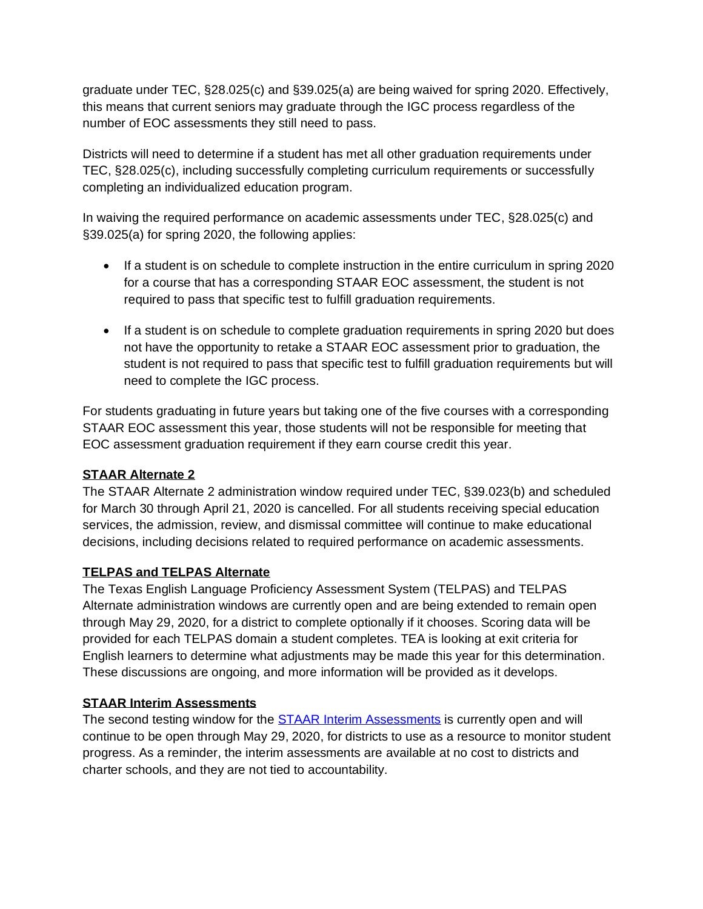graduate under TEC, §28.025(c) and §39.025(a) are being waived for spring 2020. Effectively, this means that current seniors may graduate through the IGC process regardless of the number of EOC assessments they still need to pass.

Districts will need to determine if a student has met all other graduation requirements under TEC, §28.025(c), including successfully completing curriculum requirements or successfully completing an individualized education program.

In waiving the required performance on academic assessments under TEC, §28.025(c) and §39.025(a) for spring 2020, the following applies:

- If a student is on schedule to complete instruction in the entire curriculum in spring 2020 for a course that has a corresponding STAAR EOC assessment, the student is not required to pass that specific test to fulfill graduation requirements.

- If a student is on schedule to complete graduation requirements in spring 2020 but does not have the opportunity to retake a STAAR EOC assessment prior to graduation, the student is not required to pass that specific test to fulfill graduation requirements but will need to complete the IGC process.

For students graduating in future years but taking one of the five courses with a corresponding STAAR EOC assessment this year, those students will not be responsible for meeting that EOC assessment graduation requirement if they earn course credit this year.

### STAAR Alternate 2

The STAAR Alternate 2 administration window required under TEC, §39.023(b) and scheduled for March 30 through April 21, 2020 is cancelled. For all students receiving special education services, the admission, review, and dismissal committee will continue to make educational decisions, including decisions related to required performance on academic assessments.

### TELPAS and TELPAS Alternate

The Texas English Language Proficiency Assessment System (TELPAS) and TELPAS Alternate administration windows are currently open and are being extended to remain open through May 29, 2020, for a district to complete optionally if it chooses. Scoring data will be provided for each TELPAS domain a student completes. TEA is looking at exit criteria for English learners to determine what adjustments may be made this year for this determination. These discussions are ongoing, and more information will be provided as it develops.

### STAAR Interim Assessments

The second testing window for the STAAR Interim Assessments is currently open and will continue to be open through May 29, 2020, for districts to use as a resource to monitor student progress. As a reminder, the interim assessments are available at no cost to districts and charter schools, and they are not tied to accountability.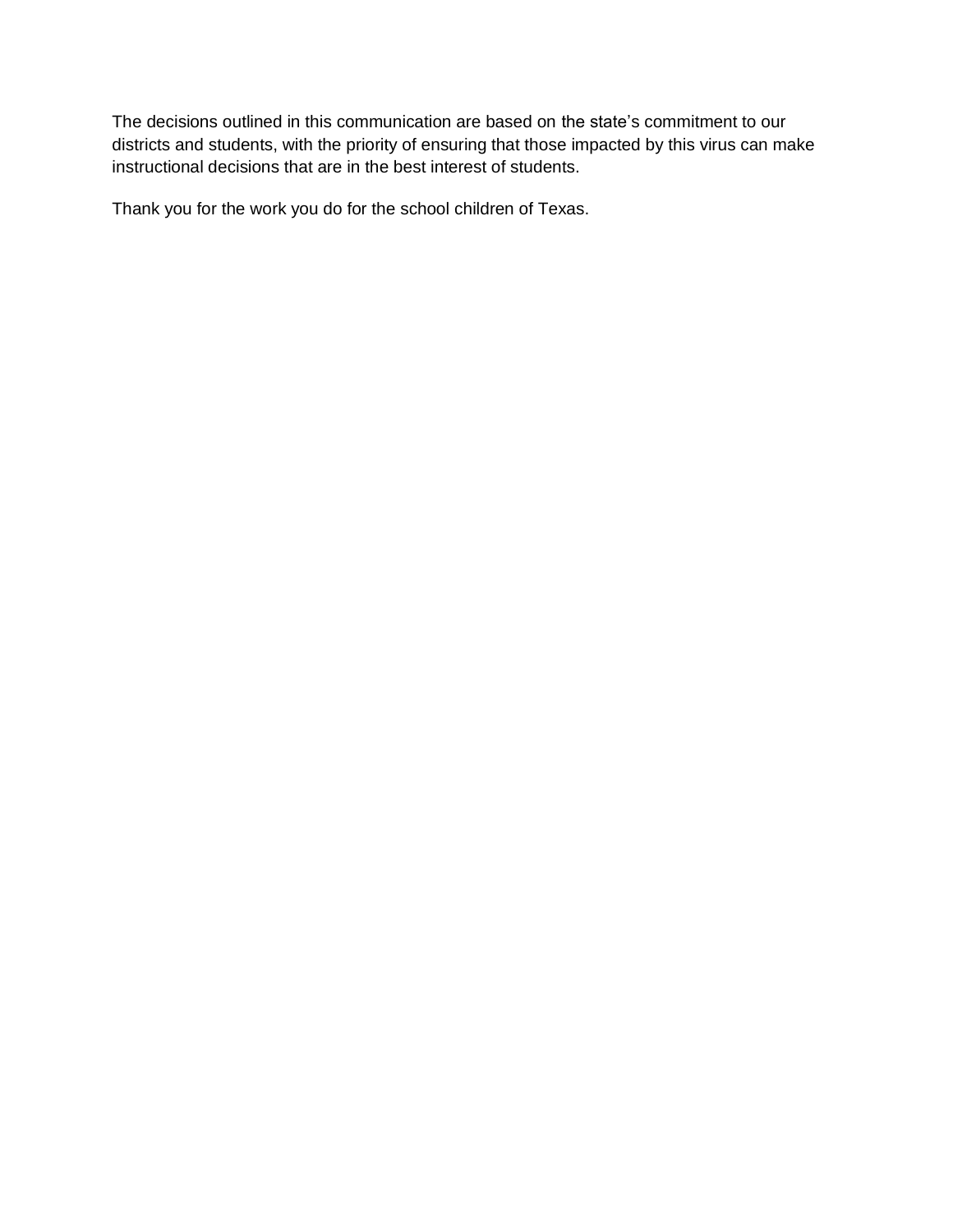The decisions outlined in this communication are based on the state's commitment to our districts and students, with the priority of ensuring that those impacted by this virus can make instructional decisions that are in the best interest of students.

Thank you for the work you do for the school children of Texas.